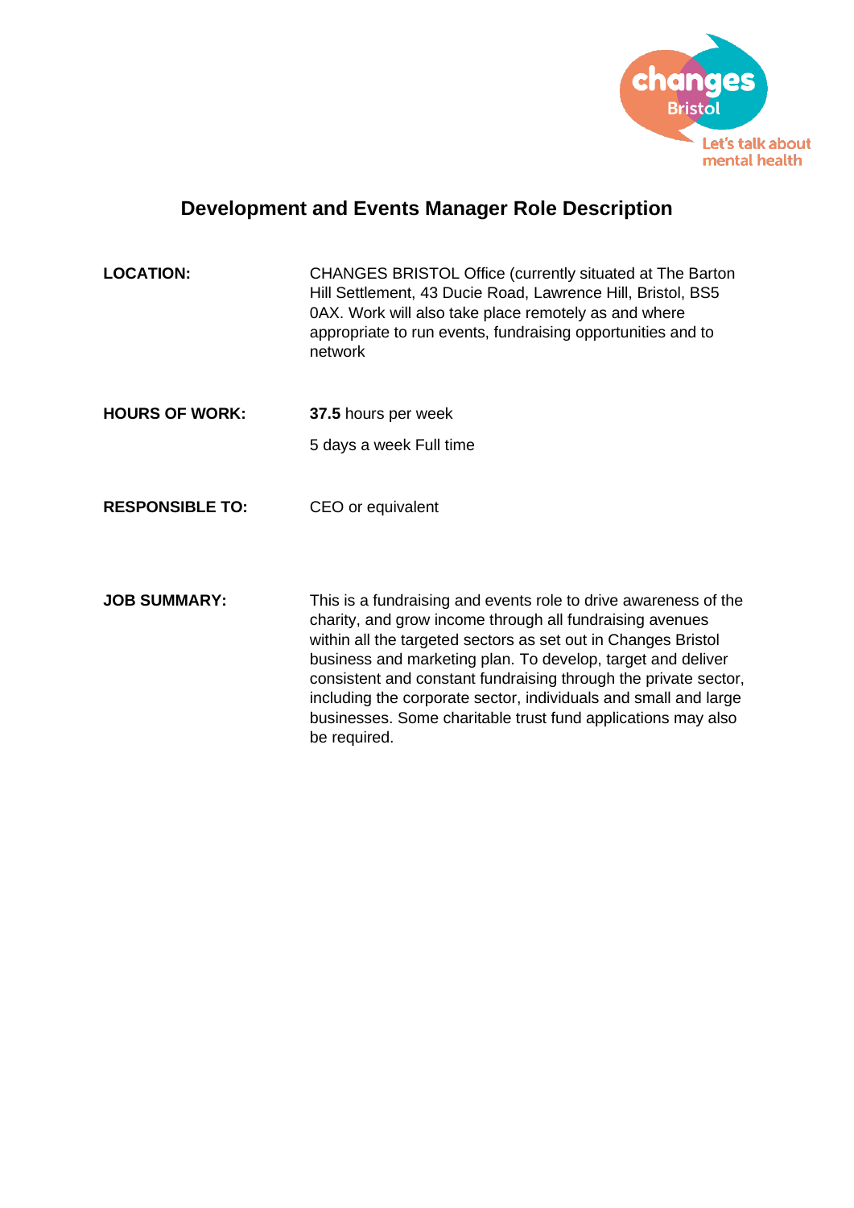# Development and Events Manager Role Description

**LOCATION:** CHANGES BRISTOL Office (currently situated at The Barton Hill Settlement, 43 Ducie Road, Lawrence Hill, Bristol, BS5 0AX. Work will also take place remotely as and where appropriate to run events, fundraising opportunities and to network

**HOURS OF WORK:** **37.5** hours per week

5 days a week Full time

**RESPONSIBLE TO:** CEO or equivalent

**JOB SUMMARY:** This is a fundraising and events role to drive awareness of the charity, and grow income through all fundraising avenues within all the targeted sectors as set out in Changes Bristol business and marketing plan. To develop, target and deliver consistent and constant fundraising through the private sector, including the corporate sector, individuals and small and large businesses. Some charitable trust fund applications may also be required.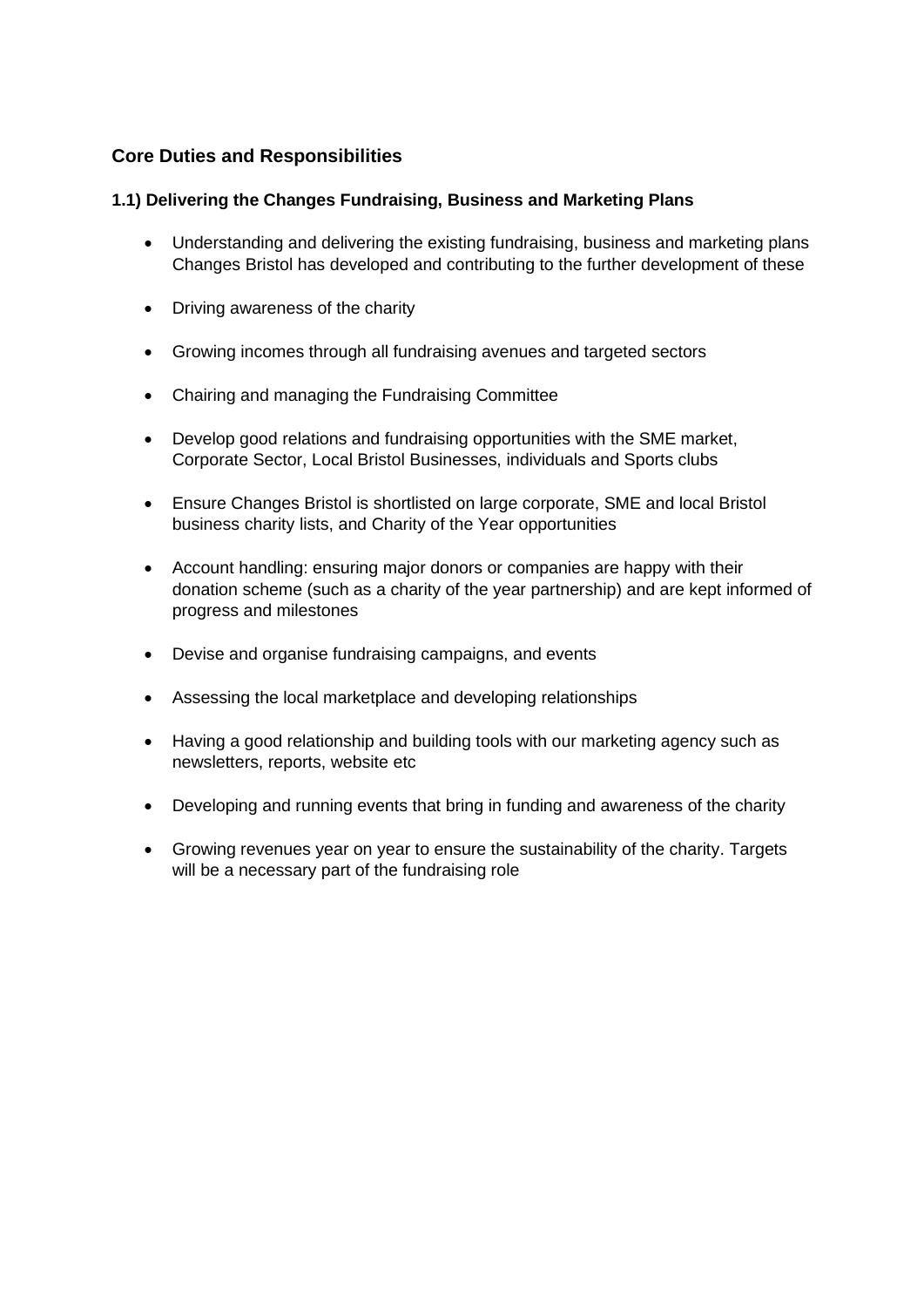## Core Duties and Responsibilities

### 1.1) Delivering the Changes Fundraising, Business and Marketing Plans

- Understanding and delivering the existing fundraising, business and marketing plans Changes Bristol has developed and contributing to the further development of these
- Driving awareness of the charity
- Growing incomes through all fundraising avenues and targeted sectors
- Chairing and managing the Fundraising Committee
- Develop good relations and fundraising opportunities with the SME market, Corporate Sector, Local Bristol Businesses, individuals and Sports clubs
- Ensure Changes Bristol is shortlisted on large corporate, SME and local Bristol business charity lists, and Charity of the Year opportunities
- Account handling: ensuring major donors or companies are happy with their donation scheme (such as a charity of the year partnership) and are kept informed of progress and milestones
- Devise and organise fundraising campaigns, and events
- Assessing the local marketplace and developing relationships
- Having a good relationship and building tools with our marketing agency such as newsletters, reports, website etc
- Developing and running events that bring in funding and awareness of the charity
- Growing revenues year on year to ensure the sustainability of the charity. Targets will be a necessary part of the fundraising role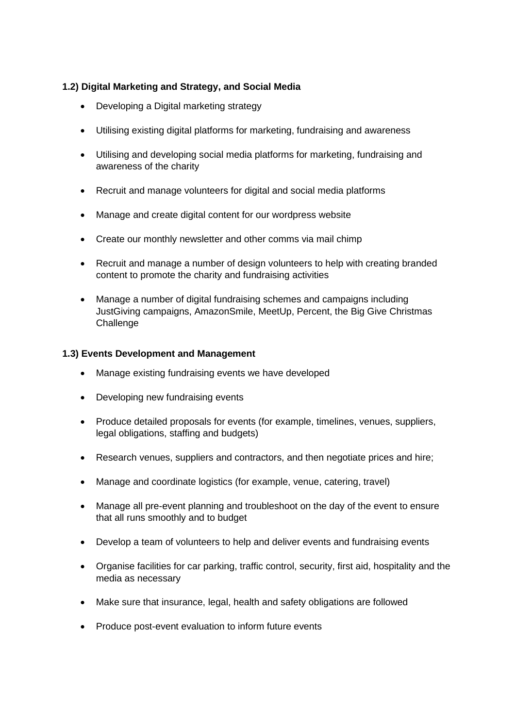**1.2) Digital Marketing and Strategy, and Social Media**

- Developing a Digital marketing strategy
- Utilising existing digital platforms for marketing, fundraising and awareness
- Utilising and developing social media platforms for marketing, fundraising and awareness of the charity
- Recruit and manage volunteers for digital and social media platforms
- Manage and create digital content for our wordpress website
- Create our monthly newsletter and other comms via mail chimp
- Recruit and manage a number of design volunteers to help with creating branded content to promote the charity and fundraising activities
- Manage a number of digital fundraising schemes and campaigns including JustGiving campaigns, AmazonSmile, MeetUp, Percent, the Big Give Christmas Challenge

**1.3) Events Development and Management**

- Manage existing fundraising events we have developed
- Developing new fundraising events
- Produce detailed proposals for events (for example, timelines, venues, suppliers, legal obligations, staffing and budgets)
- Research venues, suppliers and contractors, and then negotiate prices and hire;
- Manage and coordinate logistics (for example, venue, catering, travel)
- Manage all pre-event planning and troubleshoot on the day of the event to ensure that all runs smoothly and to budget
- Develop a team of volunteers to help and deliver events and fundraising events
- Organise facilities for car parking, traffic control, security, first aid, hospitality and the media as necessary
- Make sure that insurance, legal, health and safety obligations are followed
- Produce post-event evaluation to inform future events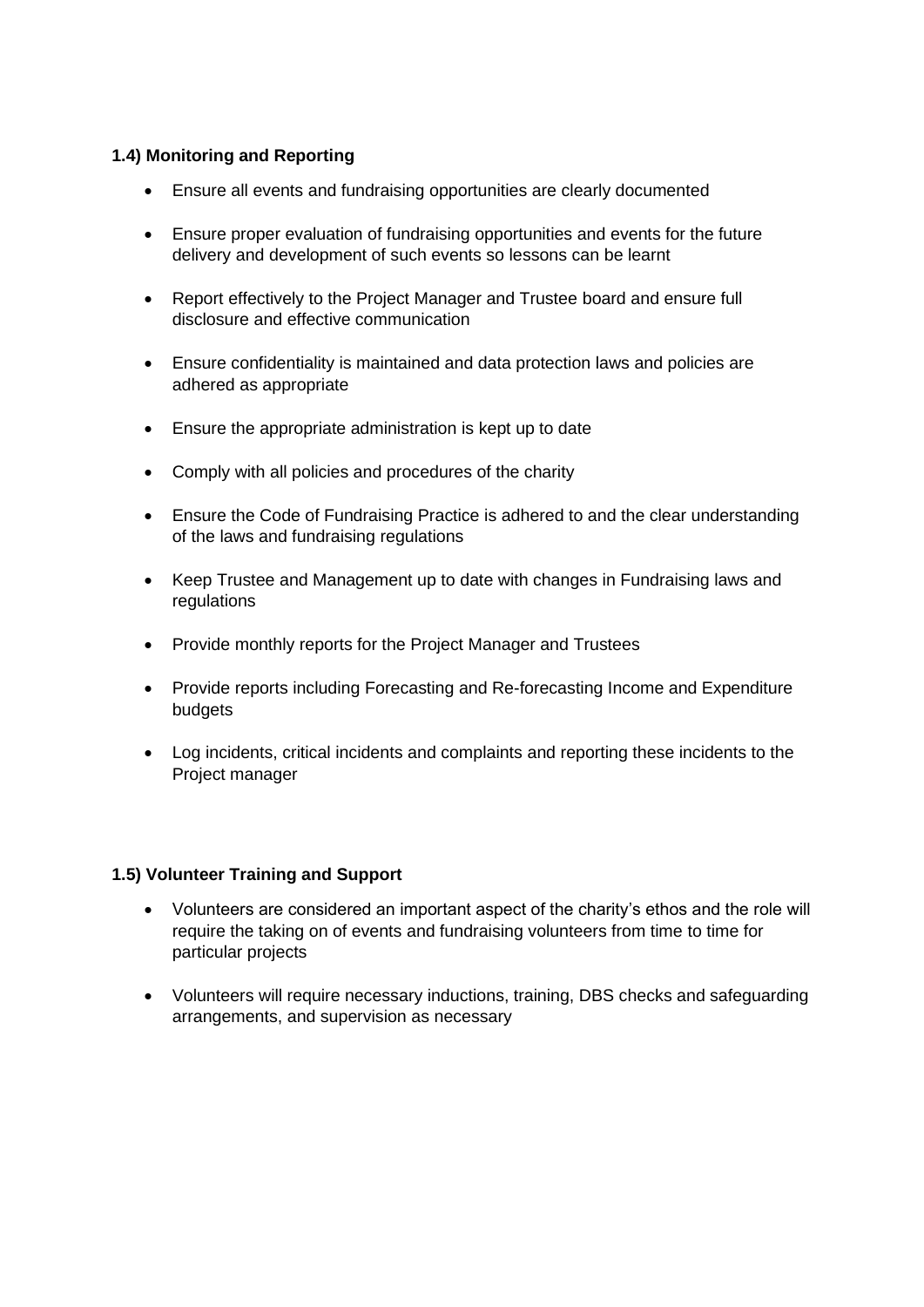**1.4) Monitoring and Reporting**

- Ensure all events and fundraising opportunities are clearly documented
- Ensure proper evaluation of fundraising opportunities and events for the future delivery and development of such events so lessons can be learnt
- Report effectively to the Project Manager and Trustee board and ensure full disclosure and effective communication
- Ensure confidentiality is maintained and data protection laws and policies are adhered as appropriate
- Ensure the appropriate administration is kept up to date
- Comply with all policies and procedures of the charity
- Ensure the Code of Fundraising Practice is adhered to and the clear understanding of the laws and fundraising regulations
- Keep Trustee and Management up to date with changes in Fundraising laws and regulations
- Provide monthly reports for the Project Manager and Trustees
- Provide reports including Forecasting and Re-forecasting Income and Expenditure budgets
- Log incidents, critical incidents and complaints and reporting these incidents to the Project manager

**1.5) Volunteer Training and Support**

- Volunteers are considered an important aspect of the charity's ethos and the role will require the taking on of events and fundraising volunteers from time to time for particular projects
- Volunteers will require necessary inductions, training, DBS checks and safeguarding arrangements, and supervision as necessary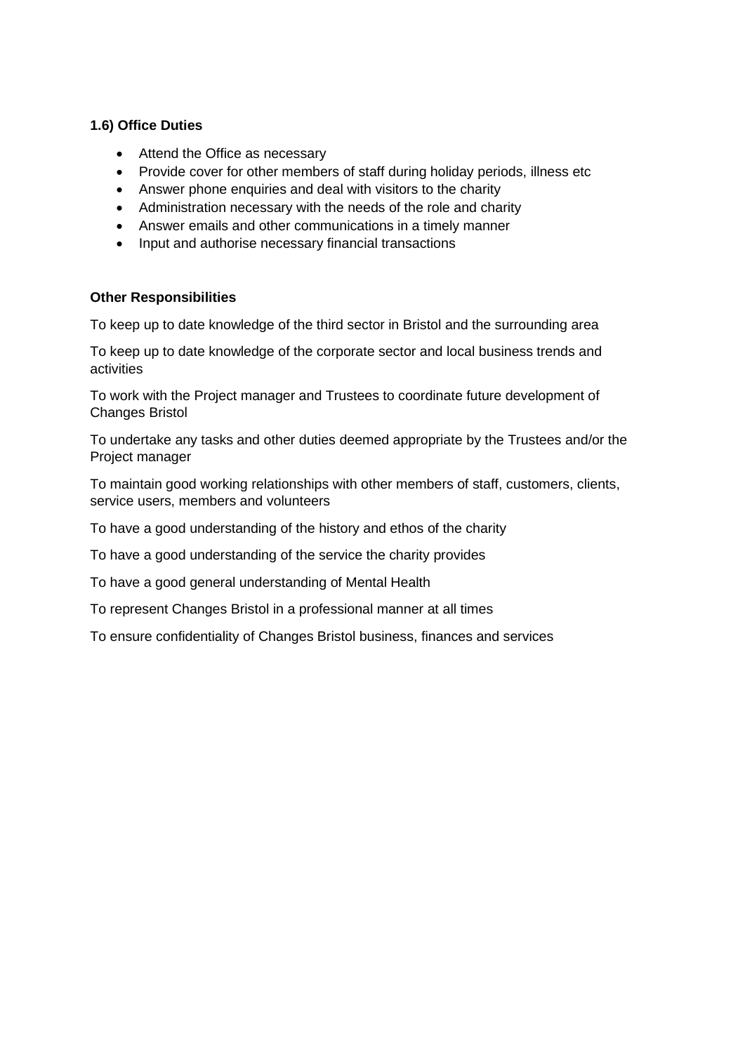**1.6) Office Duties**

- Attend the Office as necessary
- Provide cover for other members of staff during holiday periods, illness etc
- Answer phone enquiries and deal with visitors to the charity
- Administration necessary with the needs of the role and charity
- Answer emails and other communications in a timely manner
- Input and authorise necessary financial transactions

**Other Responsibilities**

To keep up to date knowledge of the third sector in Bristol and the surrounding area

To keep up to date knowledge of the corporate sector and local business trends and activities

To work with the Project manager and Trustees to coordinate future development of Changes Bristol

To undertake any tasks and other duties deemed appropriate by the Trustees and/or the Project manager

To maintain good working relationships with other members of staff, customers, clients, service users, members and volunteers

To have a good understanding of the history and ethos of the charity

To have a good understanding of the service the charity provides

To have a good general understanding of Mental Health

To represent Changes Bristol in a professional manner at all times

To ensure confidentiality of Changes Bristol business, finances and services